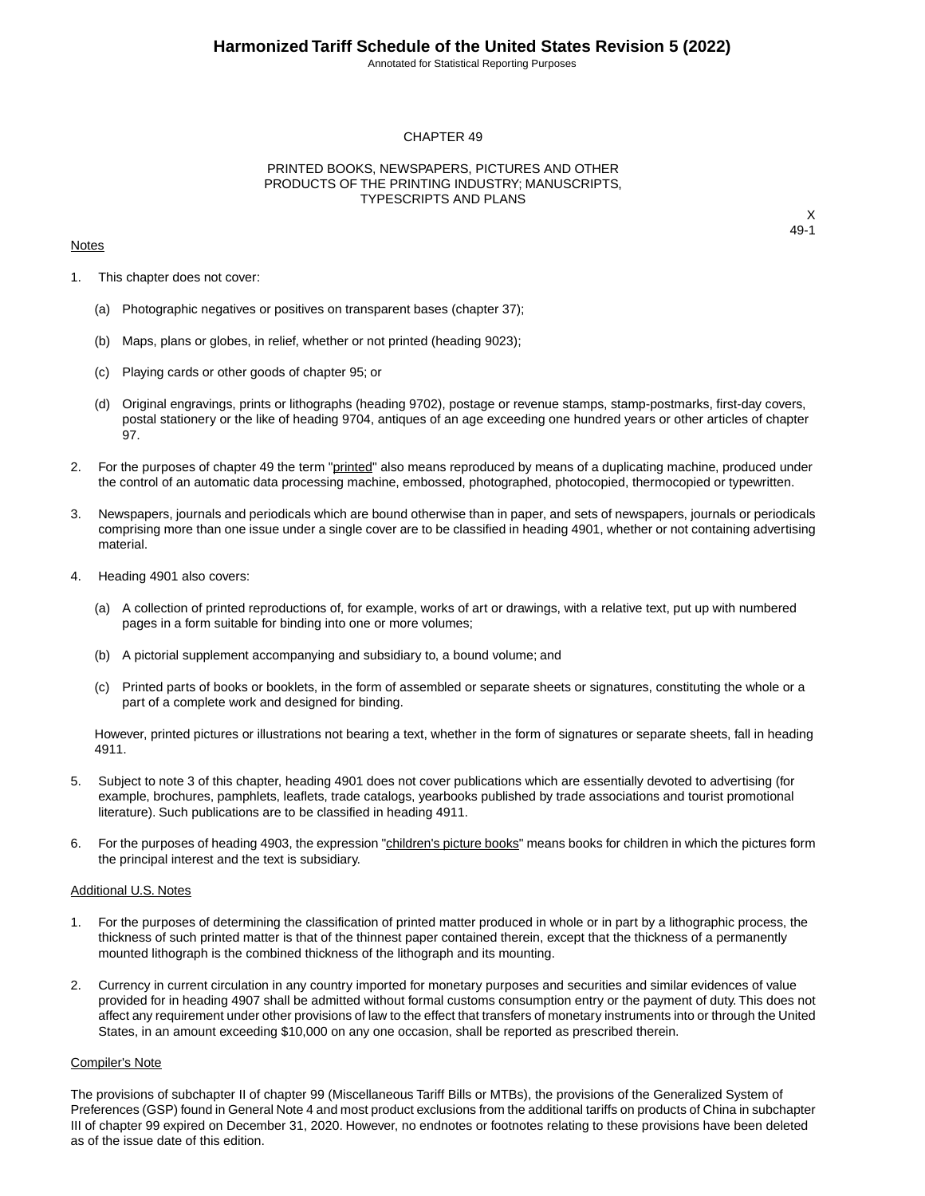# CHAPTER 49

## PRINTED BOOKS, NEWSPAPERS, PICTURES AND OTHER PRODUCTS OF THE PRINTING INDUSTRY; MANUSCRIPTS, TYPESCRIPTS AND PLANS

X
49-1

### Notes

1. This chapter does not cover:

   (a) Photographic negatives or positives on transparent bases (chapter 37);

   (b) Maps, plans or globes, in relief, whether or not printed (heading 9023);

   (c) Playing cards or other goods of chapter 95; or

   (d) Original engravings, prints or lithographs (heading 9702), postage or revenue stamps, stamp-postmarks, first-day covers, postal stationery or the like of heading 9704, antiques of an age exceeding one hundred years or other articles of chapter 97.

2. For the purposes of chapter 49 the term "printed" also means reproduced by means of a duplicating machine, produced under the control of an automatic data processing machine, embossed, photographed, photocopied, thermocopied or typewritten.

3. Newspapers, journals and periodicals which are bound otherwise than in paper, and sets of newspapers, journals or periodicals comprising more than one issue under a single cover are to be classified in heading 4901, whether or not containing advertising material.

4. Heading 4901 also covers:

   (a) A collection of printed reproductions of, for example, works of art or drawings, with a relative text, put up with numbered pages in a form suitable for binding into one or more volumes;

   (b) A pictorial supplement accompanying and subsidiary to, a bound volume; and

   (c) Printed parts of books or booklets, in the form of assembled or separate sheets or signatures, constituting the whole or a part of a complete work and designed for binding.

   However, printed pictures or illustrations not bearing a text, whether in the form of signatures or separate sheets, fall in heading 4911.

5. Subject to note 3 of this chapter, heading 4901 does not cover publications which are essentially devoted to advertising (for example, brochures, pamphlets, leaflets, trade catalogs, yearbooks published by trade associations and tourist promotional literature). Such publications are to be classified in heading 4911.

6. For the purposes of heading 4903, the expression "children's picture books" means books for children in which the pictures form the principal interest and the text is subsidiary.

### Additional U.S. Notes

1. For the purposes of determining the classification of printed matter produced in whole or in part by a lithographic process, the thickness of such printed matter is that of the thinnest paper contained therein, except that the thickness of a permanently mounted lithograph is the combined thickness of the lithograph and its mounting.

2. Currency in current circulation in any country imported for monetary purposes and securities and similar evidences of value provided for in heading 4907 shall be admitted without formal customs consumption entry or the payment of duty. This does not affect any requirement under other provisions of law to the effect that transfers of monetary instruments into or through the United States, in an amount exceeding $10,000 on any one occasion, shall be reported as prescribed therein.

### Compiler's Note

The provisions of subchapter II of chapter 99 (Miscellaneous Tariff Bills or MTBs), the provisions of the Generalized System of Preferences (GSP) found in General Note 4 and most product exclusions from the additional tariffs on products of China in subchapter III of chapter 99 expired on December 31, 2020. However, no endnotes or footnotes relating to these provisions have been deleted as of the issue date of this edition.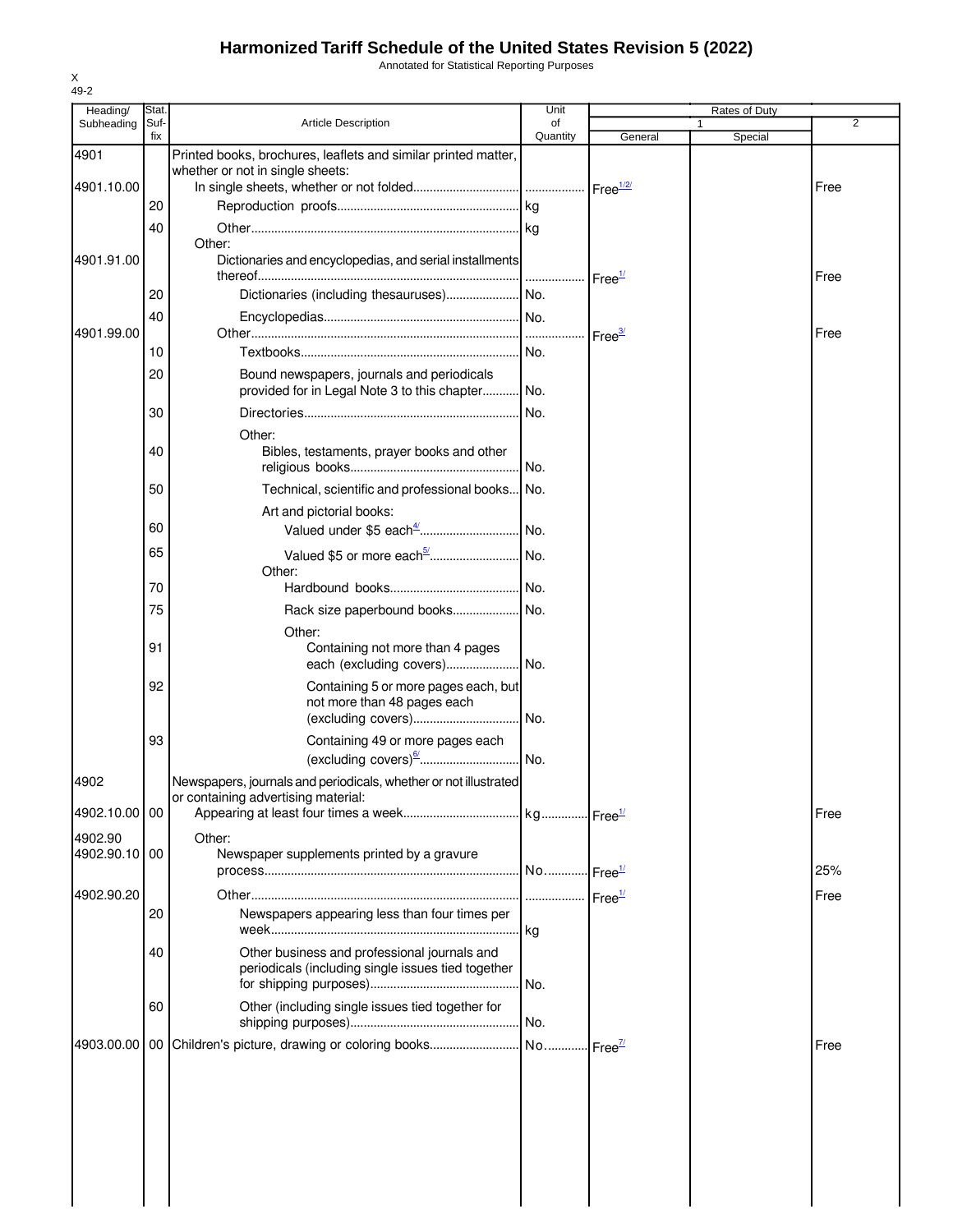# Harmonized Tariff Schedule of the United States Revision 5 (2022)

Annotated for Statistical Reporting Purposes

X
49-2

| Heading/ Subheading | Stat. Suf- fix | Article Description | Unit of Quantity | Rates of Duty 1 General | Special | 2 |
|---|---|---|---|---|---|---|
| 4901 | | Printed books, brochures, leaflets and similar printed matter, whether or not in single sheets: | | | | |
| 4901.10.00 | | In single sheets, whether or not folded | | Free[1/2/] | | Free |
| | 20 | Reproduction proofs | kg | | | |
| | 40 | Other | kg | | | |
| | | Other: | | | | |
| 4901.91.00 | | Dictionaries and encyclopedias, and serial installments thereof | | Free[1/] | | Free |
| | 20 | Dictionaries (including thesauruses) | No. | | | |
| | 40 | Encyclopedias | No. | | | |
| 4901.99.00 | | Other | | Free[3/] | | Free |
| | 10 | Textbooks | No. | | | |
| | 20 | Bound newspapers, journals and periodicals provided for in Legal Note 3 to this chapter | No. | | | |
| | 30 | Directories | No. | | | |
| | | Other: | | | | |
| | 40 | Bibles, testaments, prayer books and other religious books | No. | | | |
| | 50 | Technical, scientific and professional books | No. | | | |
| | | Art and pictorial books: | | | | |
| | 60 | Valued under $5 each[4/] | No. | | | |
| | 65 | Valued $5 or more each[5/] | No. | | | |
| | | Other: | | | | |
| | 70 | Hardbound books | No. | | | |
| | 75 | Rack size paperbound books | No. | | | |
| | | Other: | | | | |
| | 91 | Containing not more than 4 pages each (excluding covers) | No. | | | |
| | 92 | Containing 5 or more pages each, but not more than 48 pages each (excluding covers) | No. | | | |
| | 93 | Containing 49 or more pages each (excluding covers)[6/] | No. | | | |
| 4902 | | Newspapers, journals and periodicals, whether or not illustrated or containing advertising material: | | | | |
| 4902.10.00 | 00 | Appearing at least four times a week | kg | Free[1/] | | Free |
| 4902.90 | | Other: | | | | |
| 4902.90.10 | 00 | Newspaper supplements printed by a gravure process | No. | Free[1/] | | 25% |
| 4902.90.20 | | Other | | Free[1/] | | Free |
| | 20 | Newspapers appearing less than four times per week | kg | | | |
| | 40 | Other business and professional journals and periodicals (including single issues tied together for shipping purposes) | No. | | | |
| | 60 | Other (including single issues tied together for shipping purposes) | No. | | | |
| 4903.00.00 | 00 | Children's picture, drawing or coloring books | No. | Free[7/] | | Free |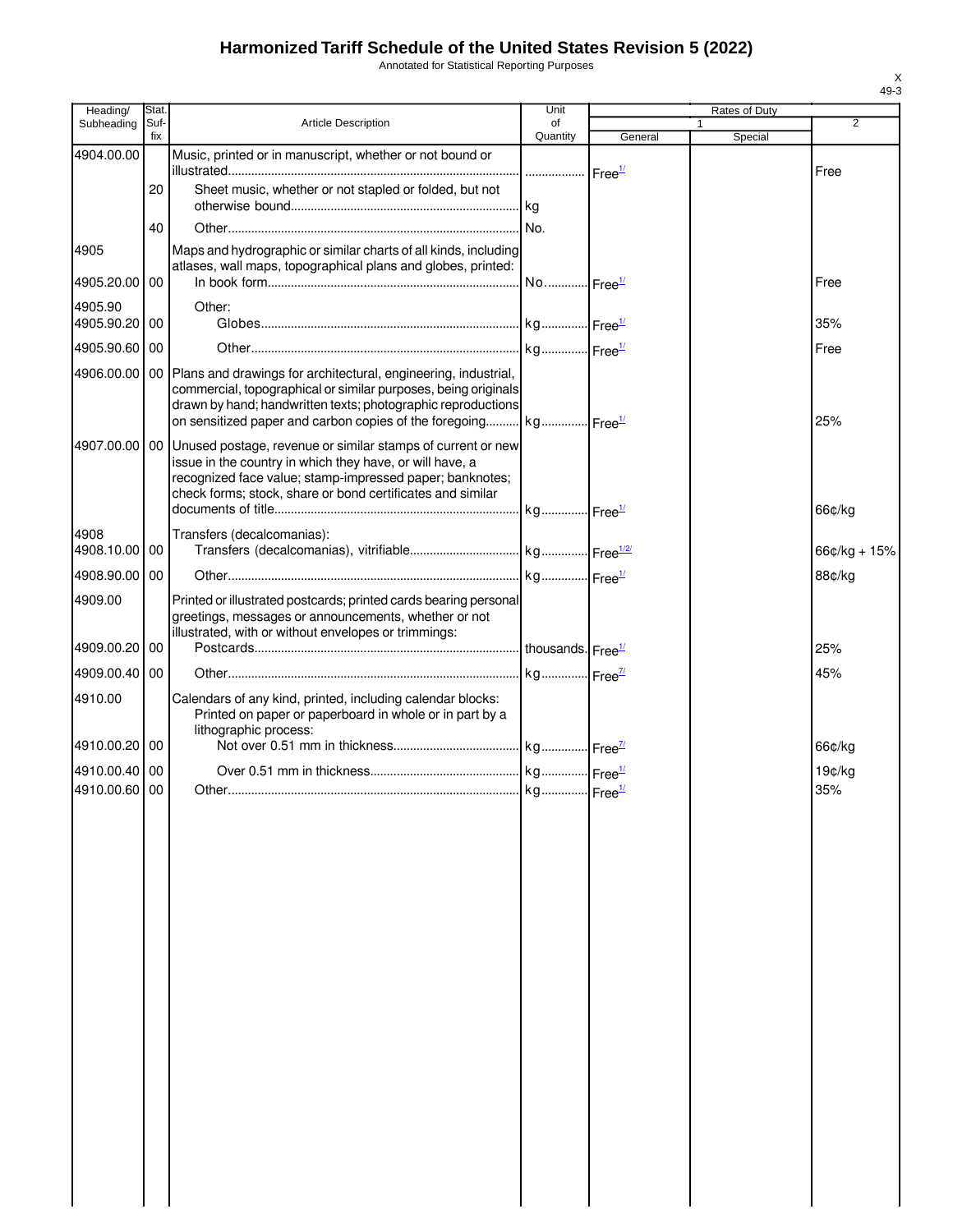# Harmonized Tariff Schedule of the United States Revision 5 (2022)

Annotated for Statistical Reporting Purposes

X
49-3

| Heading/ Subheading | Stat. Suf- fix | Article Description | Unit of Quantity | Rates of Duty 1 General | Special | 2 |
|---|---|---|---|---|---|---|
| 4904.00.00 | | Music, printed or in manuscript, whether or not bound or illustrated | | Free[1/] | | Free |
| | 20 | Sheet music, whether or not stapled or folded, but not otherwise bound | kg | | | |
| | 40 | Other | No. | | | |
| 4905 | | Maps and hydrographic or similar charts of all kinds, including atlases, wall maps, topographical plans and globes, printed: | | | | |
| 4905.20.00 | 00 | In book form | No. | Free[1/] | | Free |
| 4905.90 | | Other: | | | | |
| 4905.90.20 | 00 | Globes | kg | Free[1/] | | 35% |
| 4905.90.60 | 00 | Other | kg | Free[1/] | | Free |
| 4906.00.00 | 00 | Plans and drawings for architectural, engineering, industrial, commercial, topographical or similar purposes, being originals drawn by hand; handwritten texts; photographic reproductions on sensitized paper and carbon copies of the foregoing | kg | Free[1/] | | 25% |
| 4907.00.00 | 00 | Unused postage, revenue or similar stamps of current or new issue in the country in which they have, or will have, a recognized face value; stamp-impressed paper; banknotes; check forms; stock, share or bond certificates and similar documents of title | kg | Free[1/] | | 66¢/kg |
| 4908 | | Transfers (decalcomanias): | | | | |
| 4908.10.00 | 00 | Transfers (decalcomanias), vitrifiable | kg | Free[1/2/] | | 66¢/kg + 15% |
| 4908.90.00 | 00 | Other | kg | Free[1/] | | 88¢/kg |
| 4909.00 | | Printed or illustrated postcards; printed cards bearing personal greetings, messages or announcements, whether or not illustrated, with or without envelopes or trimmings: | | | | |
| 4909.00.20 | 00 | Postcards | thousands | Free[1/] | | 25% |
| 4909.00.40 | 00 | Other | kg | Free[7/] | | 45% |
| 4910.00 | | Calendars of any kind, printed, including calendar blocks: Printed on paper or paperboard in whole or in part by a lithographic process: | | | | |
| 4910.00.20 | 00 | Not over 0.51 mm in thickness | kg | Free[7/] | | 66¢/kg |
| 4910.00.40 | 00 | Over 0.51 mm in thickness | kg | Free[1/] | | 19¢/kg |
| 4910.00.60 | 00 | Other | kg | Free[1/] | | 35% |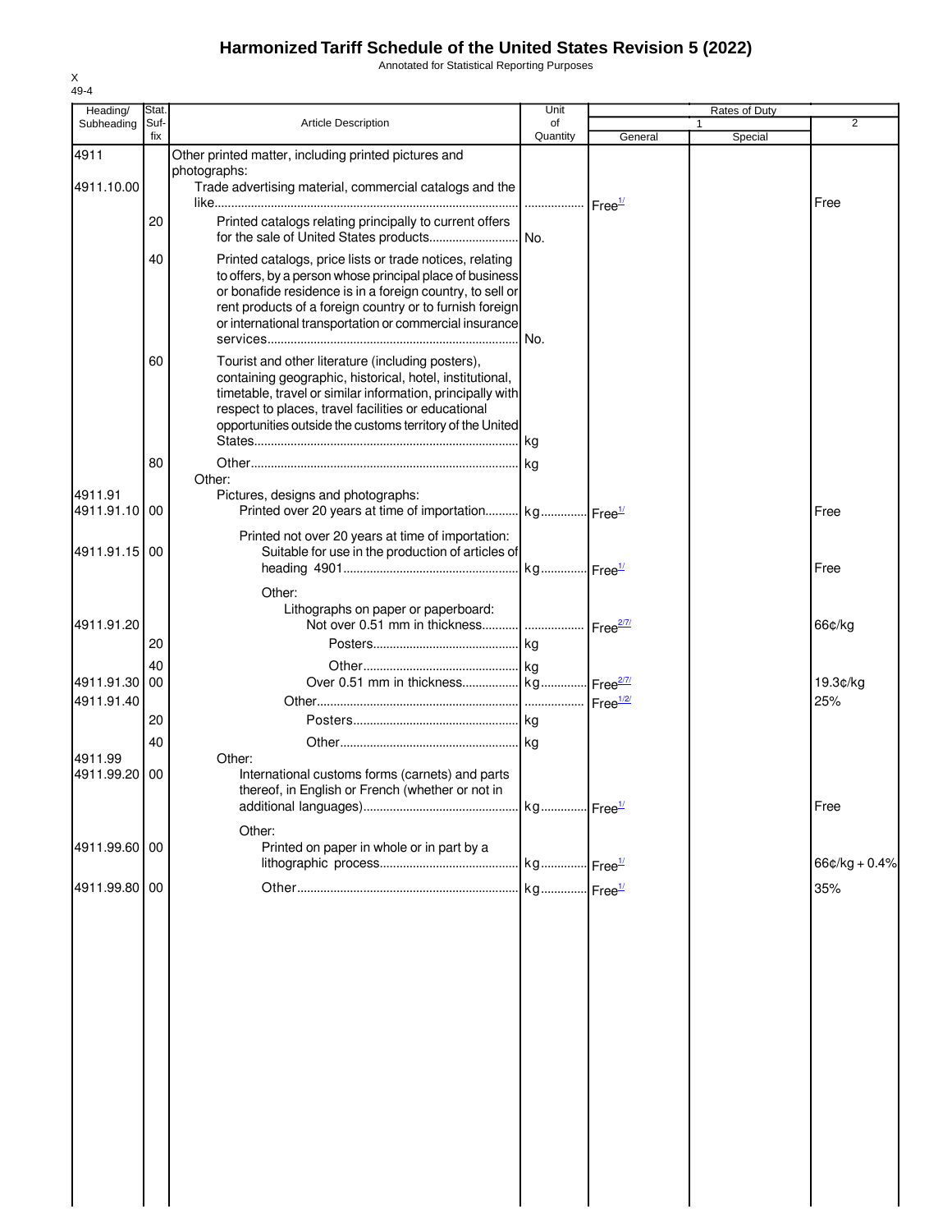# Harmonized Tariff Schedule of the United States Revision 5 (2022)

Annotated for Statistical Reporting Purposes

X
49-4

| Heading/ Subheading | Stat. Suf- fix | Article Description | Unit of Quantity | Rates of Duty 1 General | Special | 2 |
|---|---|---|---|---|---|---|
| 4911 | | Other printed matter, including printed pictures and photographs: | | | | |
| 4911.10.00 | | Trade advertising material, commercial catalogs and the like | | Free[1/] | | Free |
| | 20 | Printed catalogs relating principally to current offers for the sale of United States products | No. | | | |
| | 40 | Printed catalogs, price lists or trade notices, relating to offers, by a person whose principal place of business or bonafide residence is in a foreign country, to sell or rent products of a foreign country or to furnish foreign or international transportation or commercial insurance services | No. | | | |
| | 60 | Tourist and other literature (including posters), containing geographic, historical, hotel, institutional, timetable, travel or similar information, principally with respect to places, travel facilities or educational opportunities outside the customs territory of the United States | kg | | | |
| | 80 | Other | kg | | | |
| | | Other: | | | | |
| 4911.91 | | Pictures, designs and photographs: | | | | |
| 4911.91.10 | 00 | Printed over 20 years at time of importation | kg | Free[1/] | | Free |
| | | Printed not over 20 years at time of importation: | | | | |
| 4911.91.15 | 00 | Suitable for use in the production of articles of heading 4901 | kg | Free[1/] | | Free |
| | | Other: | | | | |
| | | Lithographs on paper or paperboard: | | | | |
| 4911.91.20 | | Not over 0.51 mm in thickness | | Free[2/7/] | | 66¢/kg |
| | 20 | Posters | kg | | | |
| | 40 | Other | kg | | | |
| 4911.91.30 | 00 | Over 0.51 mm in thickness | kg | Free[2/7/] | | 19.3¢/kg |
| 4911.91.40 | | Other | | Free[1/2/] | | 25% |
| | 20 | Posters | kg | | | |
| | 40 | Other | kg | | | |
| 4911.99 | | Other: | | | | |
| 4911.99.20 | 00 | International customs forms (carnets) and parts thereof, in English or French (whether or not in additional languages) | kg | Free[1/] | | Free |
| | | Other: | | | | |
| 4911.99.60 | 00 | Printed on paper in whole or in part by a lithographic process | kg | Free[1/] | | 66¢/kg + 0.4% |
| 4911.99.80 | 00 | Other | kg | Free[1/] | | 35% |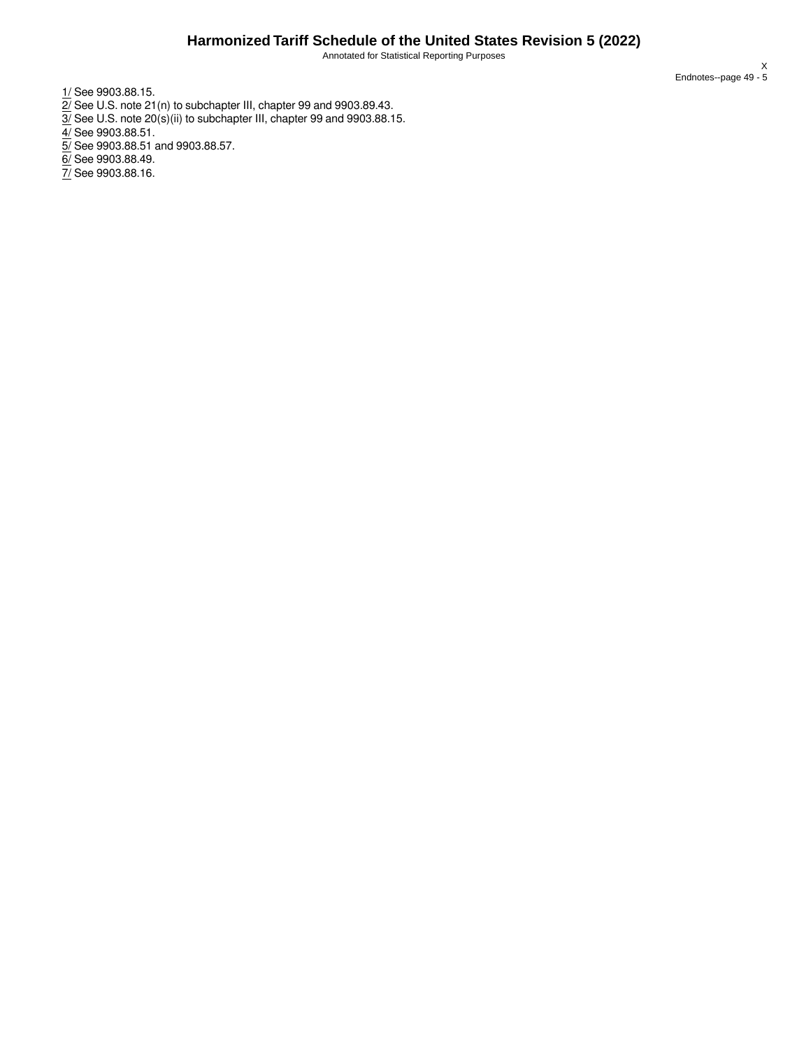1/ See 9903.88.15.
2/ See U.S. note 21(n) to subchapter III, chapter 99 and 9903.89.43.
3/ See U.S. note 20(s)(ii) to subchapter III, chapter 99 and 9903.88.15.
4/ See 9903.88.51.
5/ See 9903.88.51 and 9903.88.57.
6/ See 9903.88.49.
7/ See 9903.88.16.